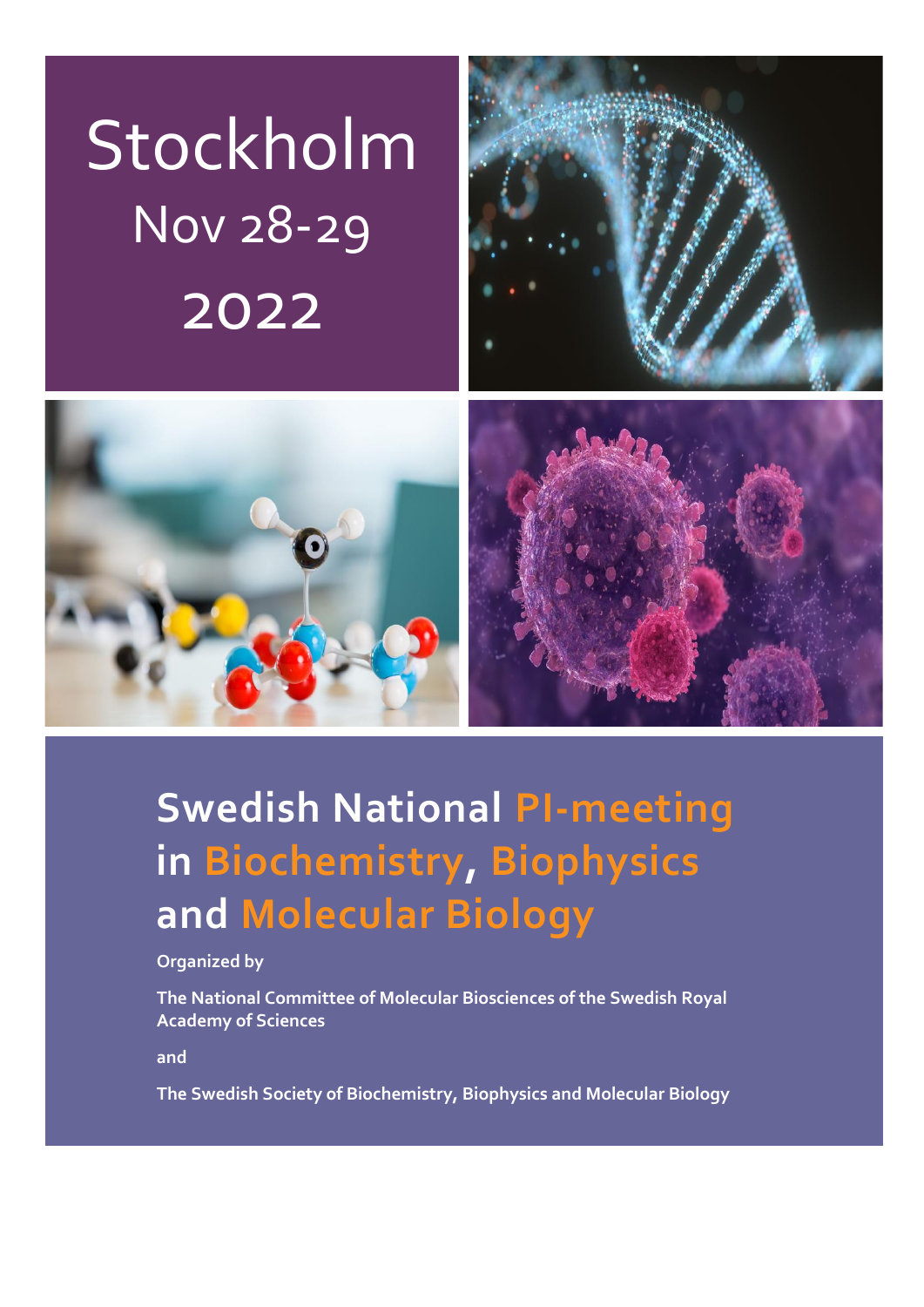# Stockholm

## Nov 28-29

## 2022

# Swedish National PI-meeting in Biochemistry, Biophysics and Molecular Biology

**Organized by**

**The National Committee of Molecular Biosciences of the Swedish Royal Academy of Sciences**

**and**

**The Swedish Society of Biochemistry, Biophysics and Molecular Biology**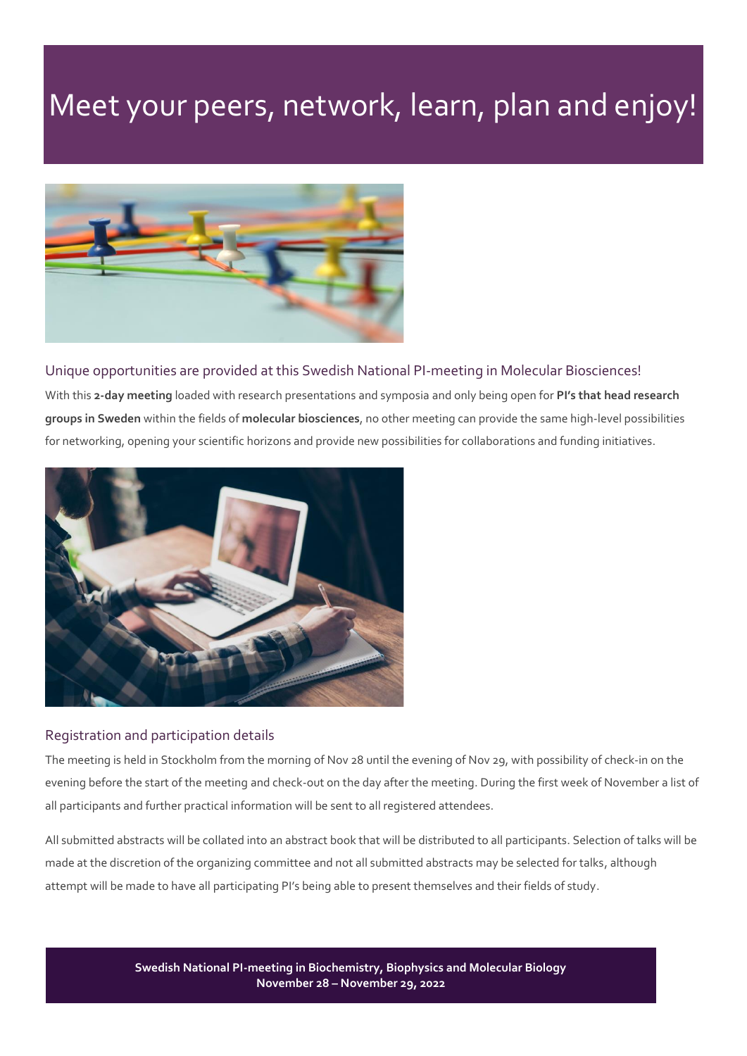# Meet your peers, network, learn, plan and enjoy!

## Unique opportunities are provided at this Swedish National PI-meeting in Molecular Biosciences!

With this **2-day meeting** loaded with research presentations and symposia and only being open for **PI's that head research groups in Sweden** within the fields of **molecular biosciences**, no other meeting can provide the same high-level possibilities for networking, opening your scientific horizons and provide new possibilities for collaborations and funding initiatives.

## Registration and participation details

The meeting is held in Stockholm from the morning of Nov 28 until the evening of Nov 29, with possibility of check-in on the evening before the start of the meeting and check-out on the day after the meeting. During the first week of November a list of all participants and further practical information will be sent to all registered attendees.

All submitted abstracts will be collated into an abstract book that will be distributed to all participants. Selection of talks will be made at the discretion of the organizing committee and not all submitted abstracts may be selected for talks, although attempt will be made to have all participating PI's being able to present themselves and their fields of study.

**Swedish National PI-meeting in Biochemistry, Biophysics and Molecular Biology**
**November 28 – November 29, 2022**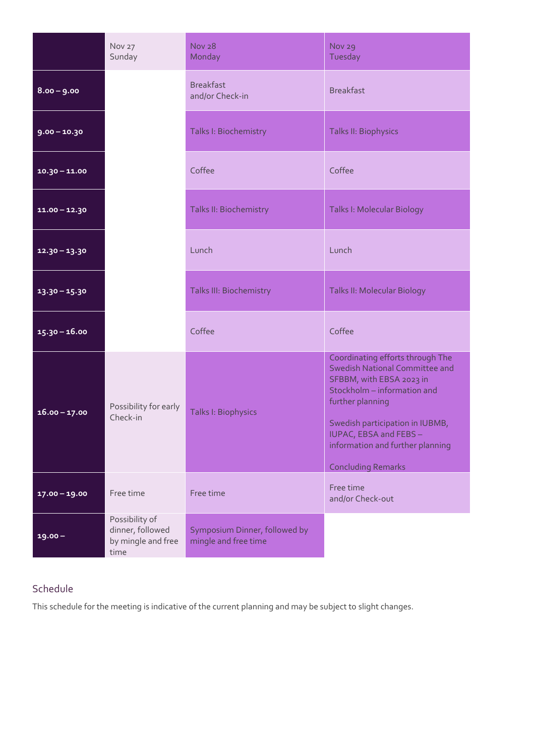| | Nov 27 Sunday | Nov 28 Monday | Nov 29 Tuesday |
|---|---|---|---|
| **8.00 – 9.00** | | Breakfast and/or Check-in | Breakfast |
| **9.00 – 10.30** | | Talks I: Biochemistry | Talks II: Biophysics |
| **10.30 – 11.00** | | Coffee | Coffee |
| **11.00 – 12.30** | | Talks II: Biochemistry | Talks I: Molecular Biology |
| **12.30 – 13.30** | | Lunch | Lunch |
| **13.30 – 15.30** | | Talks III: Biochemistry | Talks II: Molecular Biology |
| **15.30 – 16.00** | | Coffee | Coffee |
| **16.00 – 17.00** | Possibility for early Check-in | Talks I: Biophysics | Coordinating efforts through The Swedish National Committee and SFBBM, with EBSA 2023 in Stockholm – information and further planning<br><br>Swedish participation in IUBMB, IUPAC, EBSA and FEBS – information and further planning<br><br>Concluding Remarks |
| **17.00 – 19.00** | Free time | Free time | Free time and/or Check-out |
| **19.00 –** | Possibility of dinner, followed by mingle and free time | Symposium Dinner, followed by mingle and free time | |

## Schedule

This schedule for the meeting is indicative of the current planning and may be subject to slight changes.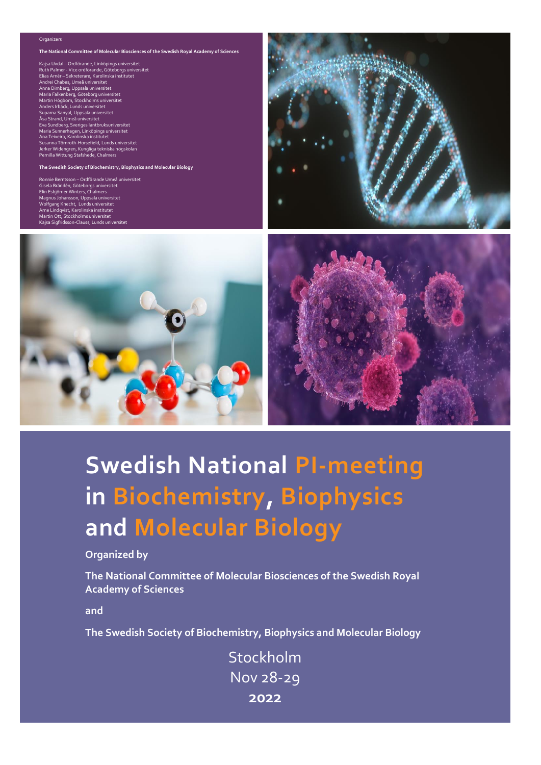Organizers

**The National Committee of Molecular Biosciences of the Swedish Royal Academy of Sciences**

Kajsa Uvdal – Ordförande, Linköpings universitet
Ruth Palmer - Vice ordförande, Göteborgs universitet
Elias Arnér – Sekreterare, Karolinska institutet
Andrei Chabes, Umeå universitet
Anna Dimberg, Uppsala universitet
Maria Falkenberg, Göteborg universitet
Martin Högbom, Stockholms universitet
Anders Irbäck, Lunds universitet
Suparna Sanyal, Uppsala universitet
Åsa Strand, Umeå universitet
Eva Sundberg, Sveriges lantbruksuniversitet
Maria Sunnerhagen, Linköpings universitet
Ana Teixeira, Karolinska institutet
Susanna Törnroth-Horsefield, Lunds universitet
Jerker Widengren, Kungliga tekniska högskolan
Pernilla Wittung Stafshede, Chalmers

**The Swedish Society of Biochemistry, Biophysics and Molecular Biology**

Ronnie Berntsson – Ordförande Umeå universitet
Gisela Brändén, Göteborgs universitet
Elin Esbjörner Winters, Chalmers
Magnus Johansson, Uppsala universitet
Wolfgang Knecht, Lunds universitet
Arne Lindqvist, Karolinska institutet
Martin Ott, Stockholms universitet
Kajsa Sigfridsson-Clauss, Lunds universitet

# Swedish National PI-meeting in Biochemistry, Biophysics and Molecular Biology

**Organized by**

**The National Committee of Molecular Biosciences of the Swedish Royal Academy of Sciences**

**and**

**The Swedish Society of Biochemistry, Biophysics and Molecular Biology**

Stockholm
Nov 28-29
**2022**